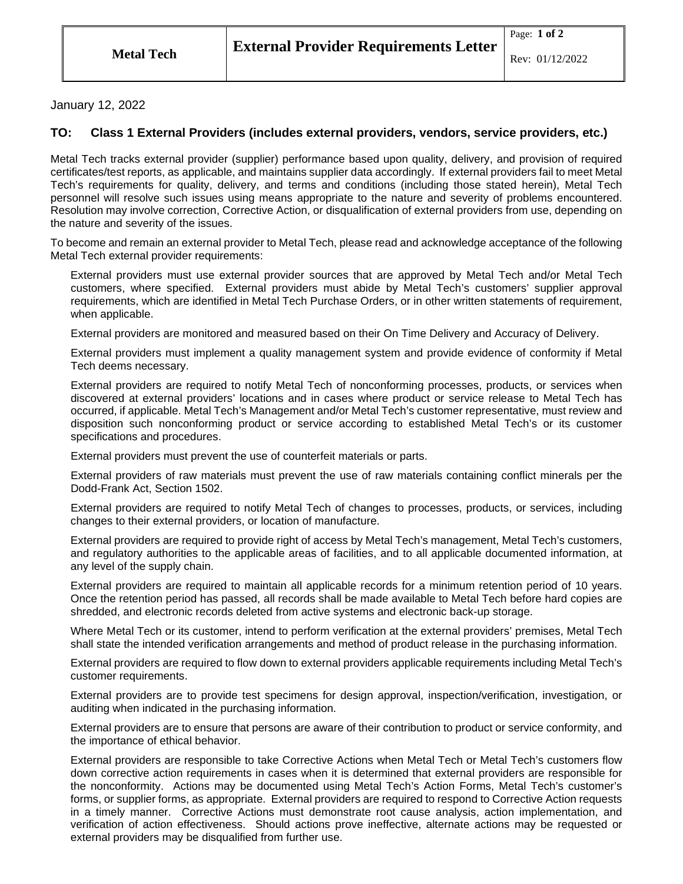| Metal Tech | External Provider Requirements Letter | Page: **1 of 2** Rev: 01/12/2022 |
| --- | --- | --- |

January 12, 2022

**TO: Class 1 External Providers (includes external providers, vendors, service providers, etc.)**

Metal Tech tracks external provider (supplier) performance based upon quality, delivery, and provision of required certificates/test reports, as applicable, and maintains supplier data accordingly. If external providers fail to meet Metal Tech's requirements for quality, delivery, and terms and conditions (including those stated herein), Metal Tech personnel will resolve such issues using means appropriate to the nature and severity of problems encountered. Resolution may involve correction, Corrective Action, or disqualification of external providers from use, depending on the nature and severity of the issues.

To become and remain an external provider to Metal Tech, please read and acknowledge acceptance of the following Metal Tech external provider requirements:

External providers must use external provider sources that are approved by Metal Tech and/or Metal Tech customers, where specified. External providers must abide by Metal Tech's customers' supplier approval requirements, which are identified in Metal Tech Purchase Orders, or in other written statements of requirement, when applicable.

External providers are monitored and measured based on their On Time Delivery and Accuracy of Delivery.

External providers must implement a quality management system and provide evidence of conformity if Metal Tech deems necessary.

External providers are required to notify Metal Tech of nonconforming processes, products, or services when discovered at external providers' locations and in cases where product or service release to Metal Tech has occurred, if applicable. Metal Tech's Management and/or Metal Tech's customer representative, must review and disposition such nonconforming product or service according to established Metal Tech's or its customer specifications and procedures.

External providers must prevent the use of counterfeit materials or parts.

External providers of raw materials must prevent the use of raw materials containing conflict minerals per the Dodd-Frank Act, Section 1502.

External providers are required to notify Metal Tech of changes to processes, products, or services, including changes to their external providers, or location of manufacture.

External providers are required to provide right of access by Metal Tech's management, Metal Tech's customers, and regulatory authorities to the applicable areas of facilities, and to all applicable documented information, at any level of the supply chain.

External providers are required to maintain all applicable records for a minimum retention period of 10 years. Once the retention period has passed, all records shall be made available to Metal Tech before hard copies are shredded, and electronic records deleted from active systems and electronic back-up storage.

Where Metal Tech or its customer, intend to perform verification at the external providers' premises, Metal Tech shall state the intended verification arrangements and method of product release in the purchasing information.

External providers are required to flow down to external providers applicable requirements including Metal Tech's customer requirements.

External providers are to provide test specimens for design approval, inspection/verification, investigation, or auditing when indicated in the purchasing information.

External providers are to ensure that persons are aware of their contribution to product or service conformity, and the importance of ethical behavior.

External providers are responsible to take Corrective Actions when Metal Tech or Metal Tech's customers flow down corrective action requirements in cases when it is determined that external providers are responsible for the nonconformity. Actions may be documented using Metal Tech's Action Forms, Metal Tech's customer's forms, or supplier forms, as appropriate. External providers are required to respond to Corrective Action requests in a timely manner. Corrective Actions must demonstrate root cause analysis, action implementation, and verification of action effectiveness. Should actions prove ineffective, alternate actions may be requested or external providers may be disqualified from further use.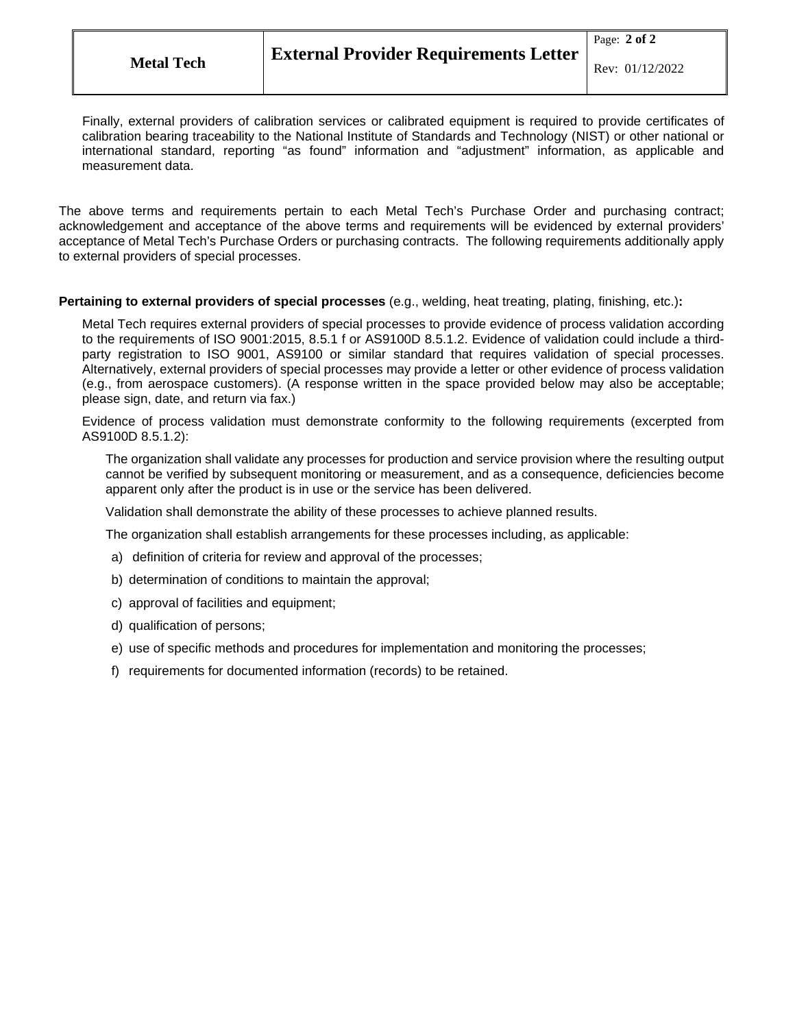Finally, external providers of calibration services or calibrated equipment is required to provide certificates of calibration bearing traceability to the National Institute of Standards and Technology (NIST) or other national or international standard, reporting "as found" information and "adjustment" information, as applicable and measurement data.

The above terms and requirements pertain to each Metal Tech's Purchase Order and purchasing contract; acknowledgement and acceptance of the above terms and requirements will be evidenced by external providers' acceptance of Metal Tech's Purchase Orders or purchasing contracts. The following requirements additionally apply to external providers of special processes.

**Pertaining to external providers of special processes** (e.g., welding, heat treating, plating, finishing, etc.)**:**

Metal Tech requires external providers of special processes to provide evidence of process validation according to the requirements of ISO 9001:2015, 8.5.1 f or AS9100D 8.5.1.2. Evidence of validation could include a third-party registration to ISO 9001, AS9100 or similar standard that requires validation of special processes. Alternatively, external providers of special processes may provide a letter or other evidence of process validation (e.g., from aerospace customers). (A response written in the space provided below may also be acceptable; please sign, date, and return via fax.)

Evidence of process validation must demonstrate conformity to the following requirements (excerpted from AS9100D 8.5.1.2):

The organization shall validate any processes for production and service provision where the resulting output cannot be verified by subsequent monitoring or measurement, and as a consequence, deficiencies become apparent only after the product is in use or the service has been delivered.

Validation shall demonstrate the ability of these processes to achieve planned results.

The organization shall establish arrangements for these processes including, as applicable:

a) definition of criteria for review and approval of the processes;

b) determination of conditions to maintain the approval;

c) approval of facilities and equipment;

d) qualification of persons;

e) use of specific methods and procedures for implementation and monitoring the processes;

f) requirements for documented information (records) to be retained.